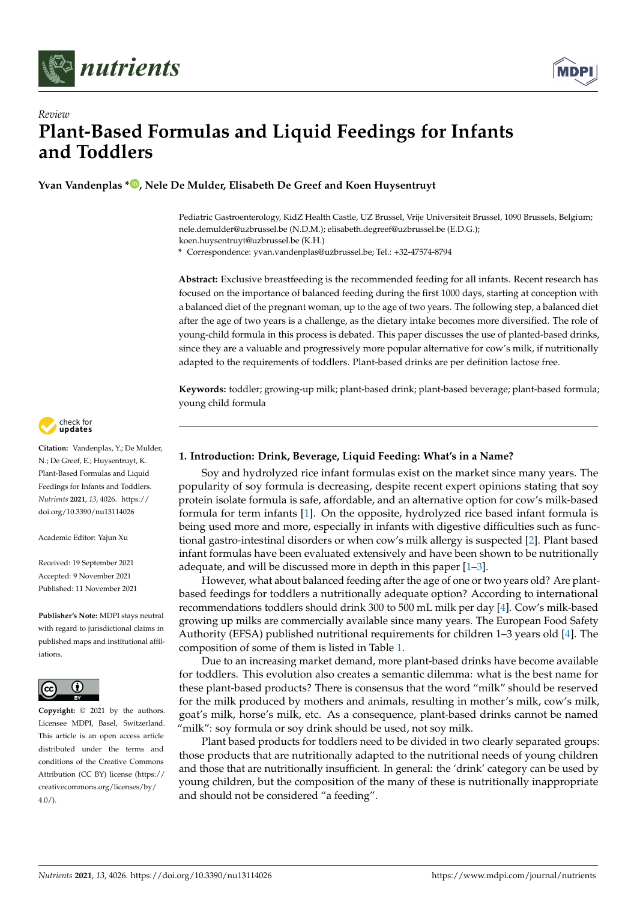*Review*

# Plant-Based Formulas and Liquid Feedings for Infants and Toddlers

**Yvan Vandenplas \*, Nele De Mulder, Elisabeth De Greef and Koen Huysentruyt**

Pediatric Gastroenterology, KidZ Health Castle, UZ Brussel, Vrije Universiteit Brussel, 1090 Brussels, Belgium; nele.demulder@uzbrussel.be (N.D.M.); elisabeth.degreef@uzbrussel.be (E.D.G.); koen.huysentruyt@uzbrussel.be (K.H.)

\* Correspondence: yvan.vandenplas@uzbrussel.be; Tel.: +32-47574-8794

**Abstract:** Exclusive breastfeeding is the recommended feeding for all infants. Recent research has focused on the importance of balanced feeding during the first 1000 days, starting at conception with a balanced diet of the pregnant woman, up to the age of two years. The following step, a balanced diet after the age of two years is a challenge, as the dietary intake becomes more diversified. The role of young-child formula in this process is debated. This paper discusses the use of planted-based drinks, since they are a valuable and progressively more popular alternative for cow's milk, if nutritionally adapted to the requirements of toddlers. Plant-based drinks are per definition lactose free.

**Keywords:** toddler; growing-up milk; plant-based drink; plant-based beverage; plant-based formula; young child formula

**Citation:** Vandenplas, Y.; De Mulder, N.; De Greef, E.; Huysentruyt, K. Plant-Based Formulas and Liquid Feedings for Infants and Toddlers. *Nutrients* **2021**, *13*, 4026. https://doi.org/10.3390/nu13114026

Academic Editor: Yajun Xu

Received: 19 September 2021
Accepted: 9 November 2021
Published: 11 November 2021

**Publisher's Note:** MDPI stays neutral with regard to jurisdictional claims in published maps and institutional affiliations.

**Copyright:** © 2021 by the authors. Licensee MDPI, Basel, Switzerland. This article is an open access article distributed under the terms and conditions of the Creative Commons Attribution (CC BY) license (https://creativecommons.org/licenses/by/4.0/).

## 1. Introduction: Drink, Beverage, Liquid Feeding: What's in a Name?

Soy and hydrolyzed rice infant formulas exist on the market since many years. The popularity of soy formula is decreasing, despite recent expert opinions stating that soy protein isolate formula is safe, affordable, and an alternative option for cow's milk-based formula for term infants [1]. On the opposite, hydrolyzed rice based infant formula is being used more and more, especially in infants with digestive difficulties such as functional gastro-intestinal disorders or when cow's milk allergy is suspected [2]. Plant based infant formulas have been evaluated extensively and have been shown to be nutritionally adequate, and will be discussed more in depth in this paper [1–3].

However, what about balanced feeding after the age of one or two years old? Are plant-based feedings for toddlers a nutritionally adequate option? According to international recommendations toddlers should drink 300 to 500 mL milk per day [4]. Cow's milk-based growing up milks are commercially available since many years. The European Food Safety Authority (EFSA) published nutritional requirements for children 1–3 years old [4]. The composition of some of them is listed in Table 1.

Due to an increasing market demand, more plant-based drinks have become available for toddlers. This evolution also creates a semantic dilemma: what is the best name for these plant-based products? There is consensus that the word "milk" should be reserved for the milk produced by mothers and animals, resulting in mother's milk, cow's milk, goat's milk, horse's milk, etc. As a consequence, plant-based drinks cannot be named "milk": soy formula or soy drink should be used, not soy milk.

Plant based products for toddlers need to be divided in two clearly separated groups: those products that are nutritionally adapted to the nutritional needs of young children and those that are nutritionally insufficient. In general: the 'drink' category can be used by young children, but the composition of the many of these is nutritionally inappropriate and should not be considered "a feeding".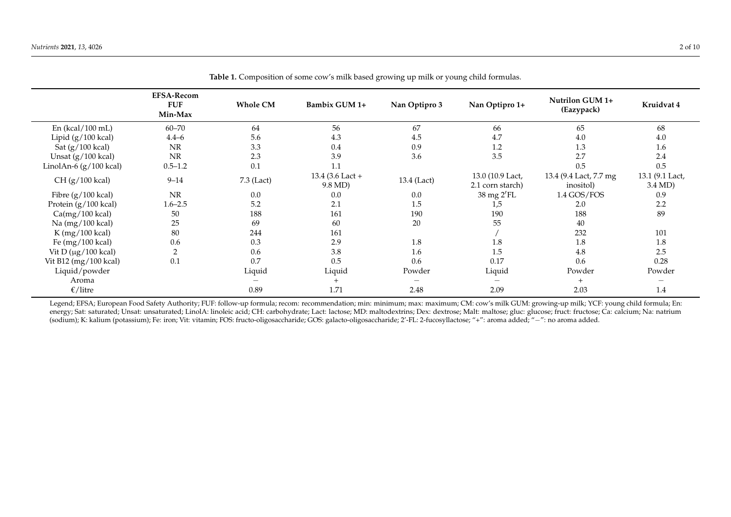**Table 1.** Composition of some cow's milk based growing up milk or young child formulas.

| | EFSA-Recom FUF Min-Max | Whole CM | Bambix GUM 1+ | Nan Optipro 3 | Nan Optipro 1+ | Nutrilon GUM 1+ (Eazypack) | Kruidvat 4 |
|---|---|---|---|---|---|---|---|
| En (kcal/100 mL) | 60–70 | 64 | 56 | 67 | 66 | 65 | 68 |
| Lipid (g/100 kcal) | 4.4–6 | 5.6 | 4.3 | 4.5 | 4.7 | 4.0 | 4.0 |
| Sat (g/100 kcal) | NR | 3.3 | 0.4 | 0.9 | 1.2 | 1.3 | 1.6 |
| Unsat (g/100 kcal) | NR | 2.3 | 3.9 | 3.6 | 3.5 | 2.7 | 2.4 |
| LinolAn-6 (g/100 kcal) | 0.5–1.2 | 0.1 | 1.1 | | | 0.5 | 0.5 |
| CH (g/100 kcal) | 9–14 | 7.3 (Lact) | 13.4 (3.6 Lact + 9.8 MD) | 13.4 (Lact) | 13.0 (10.9 Lact, 2.1 corn starch) | 13.4 (9.4 Lact, 7.7 mg inositol) | 13.1 (9.1 Lact, 3.4 MD) |
| Fibre (g/100 kcal) | NR | 0.0 | 0.0 | 0.0 | 38 mg 2′FL | 1.4 GOS/FOS | 0.9 |
| Protein (g/100 kcal) | 1.6–2.5 | 5.2 | 2.1 | 1.5 | 1,5 | 2.0 | 2.2 |
| Ca(mg/100 kcal) | 50 | 188 | 161 | 190 | 190 | 188 | 89 |
| Na (mg/100 kcal) | 25 | 69 | 60 | 20 | 55 | 40 | |
| K (mg/100 kcal) | 80 | 244 | 161 | | / | 232 | 101 |
| Fe (mg/100 kcal) | 0.6 | 0.3 | 2.9 | 1.8 | 1.8 | 1.8 | 1.8 |
| Vit D (μg/100 kcal) | 2 | 0.6 | 3.8 | 1.6 | 1.5 | 4.8 | 2.5 |
| Vit B12 (mg/100 kcal) | 0.1 | 0.7 | 0.5 | 0.6 | 0.17 | 0.6 | 0.28 |
| Liquid/powder | | Liquid | Liquid | Powder | Liquid | Powder | Powder |
| Aroma | | − | + | − | − | + | − |
| €/litre | | 0.89 | 1.71 | 2.48 | 2.09 | 2.03 | 1.4 |

Legend; EFSA; European Food Safety Authority; FUF: follow-up formula; recom: recommendation; min: minimum; max: maximum; CM: cow's milk GUM: growing-up milk; YCF: young child formula; En: energy; Sat: saturated; Unsat: unsaturated; LinolA: linoleic acid; CH: carbohydrate; Lact: lactose; MD: maltodextrins; Dex: dextrose; Malt: maltose; gluc: glucose; fruct: fructose; Ca: calcium; Na: natrium (sodium); K: kalium (potassium); Fe: iron; Vit: vitamin; FOS: fructo-oligosaccharide; GOS: galacto-oligosaccharide; 2′-FL: 2-fucosyllactose; "+": aroma added; "−": no aroma added.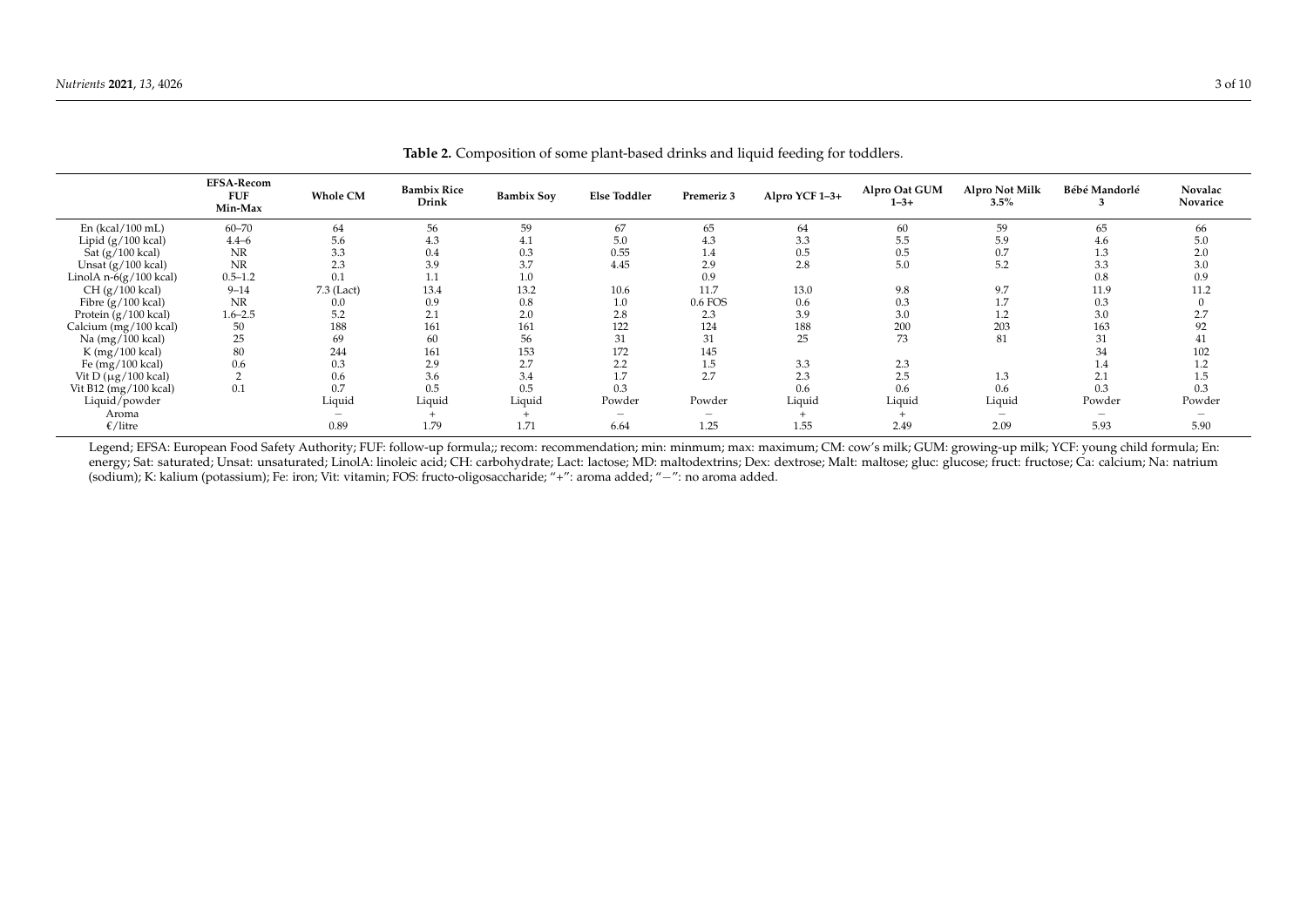**Table 2.** Composition of some plant-based drinks and liquid feeding for toddlers.

| | EFSA-Recom FUF Min-Max | Whole CM | Bambix Rice Drink | Bambix Soy | Else Toddler | Premeriz 3 | Alpro YCF 1–3+ | Alpro Oat GUM 1–3+ | Alpro Not Milk 3.5% | Bébé Mandorlé 3 | Novalac Novarice |
|---|---|---|---|---|---|---|---|---|---|---|---|
| En (kcal/100 mL) | 60–70 | 64 | 56 | 59 | 67 | 65 | 64 | 60 | 59 | 65 | 66 |
| Lipid (g/100 kcal) | 4.4–6 | 5.6 | 4.3 | 4.1 | 5.0 | 4.3 | 3.3 | 5.5 | 5.9 | 4.6 | 5.0 |
| Sat (g/100 kcal) | NR | 3.3 | 0.4 | 0.3 | 0.55 | 1.4 | 0.5 | 0.5 | 0.7 | 1.3 | 2.0 |
| Unsat (g/100 kcal) | NR | 2.3 | 3.9 | 3.7 | 4.45 | 2.9 | 2.8 | 5.0 | 5.2 | 3.3 | 3.0 |
| LinolA n-6(g/100 kcal) | 0.5–1.2 | 0.1 | 1.1 | 1.0 | | 0.9 | | | | 0.8 | 0.9 |
| CH (g/100 kcal) | 9–14 | 7.3 (Lact) | 13.4 | 13.2 | 10.6 | 11.7 | 13.0 | 9.8 | 9.7 | 11.9 | 11.2 |
| Fibre (g/100 kcal) | NR | 0.0 | 0.9 | 0.8 | 1.0 | 0.6 FOS | 0.6 | 0.3 | 1.7 | 0.3 | 0 |
| Protein (g/100 kcal) | 1.6–2.5 | 5.2 | 2.1 | 2.0 | 2.8 | 2.3 | 3.9 | 3.0 | 1.2 | 3.0 | 2.7 |
| Calcium (mg/100 kcal) | 50 | 188 | 161 | 161 | 122 | 124 | 188 | 200 | 203 | 163 | 92 |
| Na (mg/100 kcal) | 25 | 69 | 60 | 56 | 31 | 31 | 25 | 73 | 81 | 31 | 41 |
| K (mg/100 kcal) | 80 | 244 | 161 | 153 | 172 | 145 | | | | 34 | 102 |
| Fe (mg/100 kcal) | 0.6 | 0.3 | 2.9 | 2.7 | 2.2 | 1.5 | 3.3 | 2.3 | | 1.4 | 1.2 |
| Vit D (μg/100 kcal) | 2 | 0.6 | 3.6 | 3.4 | 1.7 | 2.7 | 2.3 | 2.5 | 1.3 | 2.1 | 1.5 |
| Vit B12 (mg/100 kcal) | 0.1 | 0.7 | 0.5 | 0.5 | 0.3 | | 0.6 | 0.6 | 0.6 | 0.3 | 0.3 |
| Liquid/powder | | Liquid | Liquid | Liquid | Powder | Powder | Liquid | Liquid | Liquid | Powder | Powder |
| Aroma | | − | + | + | − | − | + | + | − | − | − |
| €/litre | | 0.89 | 1.79 | 1.71 | 6.64 | 1.25 | 1.55 | 2.49 | 2.09 | 5.93 | 5.90 |

Legend; EFSA: European Food Safety Authority; FUF: follow-up formula;; recom: recommendation; min: minmum; max: maximum; CM: cow's milk; GUM: growing-up milk; YCF: young child formula; En: energy; Sat: saturated; Unsat: unsaturated; LinolA: linoleic acid; CH: carbohydrate; Lact: lactose; MD: maltodextrins; Dex: dextrose; Malt: maltose; gluc: glucose; fruct: fructose; Ca: calcium; Na: natrium (sodium); K: kalium (potassium); Fe: iron; Vit: vitamin; FOS: fructo-oligosaccharide; "+": aroma added; "−": no aroma added.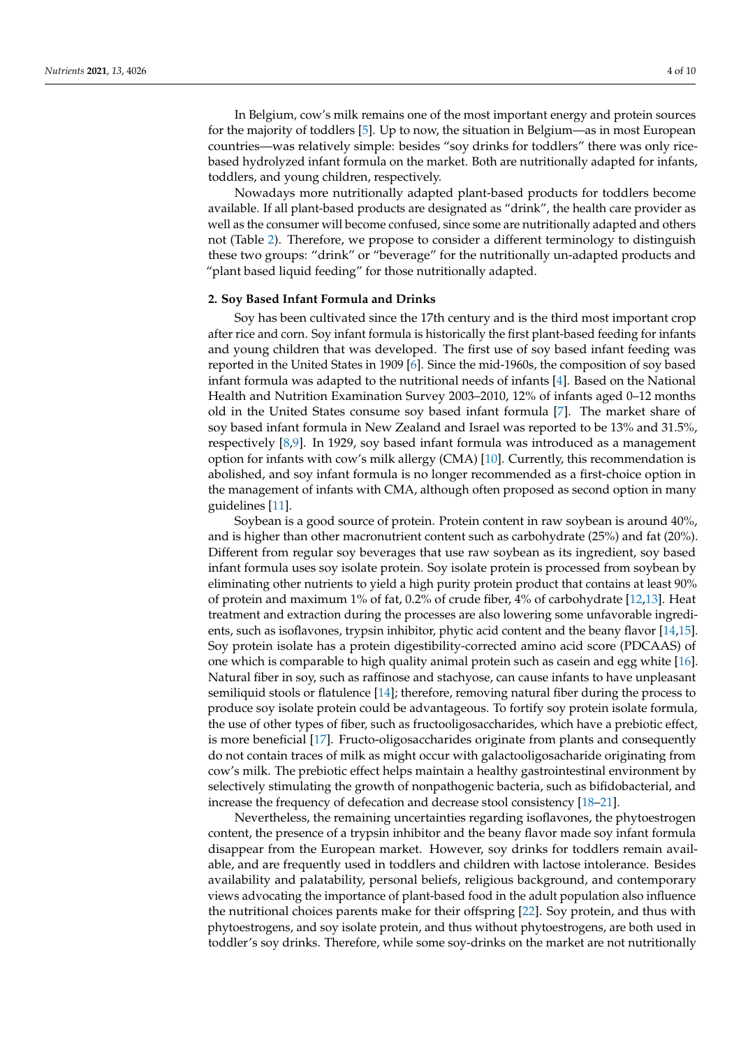In Belgium, cow's milk remains one of the most important energy and protein sources for the majority of toddlers [5]. Up to now, the situation in Belgium—as in most European countries—was relatively simple: besides "soy drinks for toddlers" there was only rice-based hydrolyzed infant formula on the market. Both are nutritionally adapted for infants, toddlers, and young children, respectively.

Nowadays more nutritionally adapted plant-based products for toddlers become available. If all plant-based products are designated as "drink", the health care provider as well as the consumer will become confused, since some are nutritionally adapted and others not (Table 2). Therefore, we propose to consider a different terminology to distinguish these two groups: "drink" or "beverage" for the nutritionally un-adapted products and "plant based liquid feeding" for those nutritionally adapted.

## 2. Soy Based Infant Formula and Drinks

Soy has been cultivated since the 17th century and is the third most important crop after rice and corn. Soy infant formula is historically the first plant-based feeding for infants and young children that was developed. The first use of soy based infant feeding was reported in the United States in 1909 [6]. Since the mid-1960s, the composition of soy based infant formula was adapted to the nutritional needs of infants [4]. Based on the National Health and Nutrition Examination Survey 2003–2010, 12% of infants aged 0–12 months old in the United States consume soy based infant formula [7]. The market share of soy based infant formula in New Zealand and Israel was reported to be 13% and 31.5%, respectively [8,9]. In 1929, soy based infant formula was introduced as a management option for infants with cow's milk allergy (CMA) [10]. Currently, this recommendation is abolished, and soy infant formula is no longer recommended as a first-choice option in the management of infants with CMA, although often proposed as second option in many guidelines [11].

Soybean is a good source of protein. Protein content in raw soybean is around 40%, and is higher than other macronutrient content such as carbohydrate (25%) and fat (20%). Different from regular soy beverages that use raw soybean as its ingredient, soy based infant formula uses soy isolate protein. Soy isolate protein is processed from soybean by eliminating other nutrients to yield a high purity protein product that contains at least 90% of protein and maximum 1% of fat, 0.2% of crude fiber, 4% of carbohydrate [12,13]. Heat treatment and extraction during the processes are also lowering some unfavorable ingredients, such as isoflavones, trypsin inhibitor, phytic acid content and the beany flavor [14,15]. Soy protein isolate has a protein digestibility-corrected amino acid score (PDCAAS) of one which is comparable to high quality animal protein such as casein and egg white [16]. Natural fiber in soy, such as raffinose and stachyose, can cause infants to have unpleasant semiliquid stools or flatulence [14]; therefore, removing natural fiber during the process to produce soy isolate protein could be advantageous. To fortify soy protein isolate formula, the use of other types of fiber, such as fructooligosaccharides, which have a prebiotic effect, is more beneficial [17]. Fructo-oligosaccharides originate from plants and consequently do not contain traces of milk as might occur with galactooligosacharide originating from cow's milk. The prebiotic effect helps maintain a healthy gastrointestinal environment by selectively stimulating the growth of nonpathogenic bacteria, such as bifidobacterial, and increase the frequency of defecation and decrease stool consistency [18–21].

Nevertheless, the remaining uncertainties regarding isoflavones, the phytoestrogen content, the presence of a trypsin inhibitor and the beany flavor made soy infant formula disappear from the European market. However, soy drinks for toddlers remain available, and are frequently used in toddlers and children with lactose intolerance. Besides availability and palatability, personal beliefs, religious background, and contemporary views advocating the importance of plant-based food in the adult population also influence the nutritional choices parents make for their offspring [22]. Soy protein, and thus with phytoestrogens, and soy isolate protein, and thus without phytoestrogens, are both used in toddler's soy drinks. Therefore, while some soy-drinks on the market are not nutritionally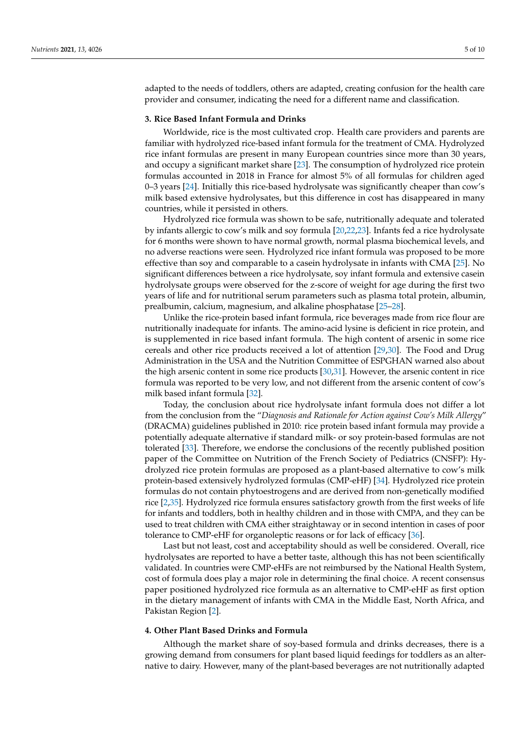adapted to the needs of toddlers, others are adapted, creating confusion for the health care provider and consumer, indicating the need for a different name and classification.

### 3. Rice Based Infant Formula and Drinks

Worldwide, rice is the most cultivated crop. Health care providers and parents are familiar with hydrolyzed rice-based infant formula for the treatment of CMA. Hydrolyzed rice infant formulas are present in many European countries since more than 30 years, and occupy a significant market share [23]. The consumption of hydrolyzed rice protein formulas accounted in 2018 in France for almost 5% of all formulas for children aged 0–3 years [24]. Initially this rice-based hydrolysate was significantly cheaper than cow's milk based extensive hydrolysates, but this difference in cost has disappeared in many countries, while it persisted in others.

Hydrolyzed rice formula was shown to be safe, nutritionally adequate and tolerated by infants allergic to cow's milk and soy formula [20,22,23]. Infants fed a rice hydrolysate for 6 months were shown to have normal growth, normal plasma biochemical levels, and no adverse reactions were seen. Hydrolyzed rice infant formula was proposed to be more effective than soy and comparable to a casein hydrolysate in infants with CMA [25]. No significant differences between a rice hydrolysate, soy infant formula and extensive casein hydrolysate groups were observed for the z-score of weight for age during the first two years of life and for nutritional serum parameters such as plasma total protein, albumin, prealbumin, calcium, magnesium, and alkaline phosphatase [25–28].

Unlike the rice-protein based infant formula, rice beverages made from rice flour are nutritionally inadequate for infants. The amino-acid lysine is deficient in rice protein, and is supplemented in rice based infant formula. The high content of arsenic in some rice cereals and other rice products received a lot of attention [29,30]. The Food and Drug Administration in the USA and the Nutrition Committee of ESPGHAN warned also about the high arsenic content in some rice products [30,31]. However, the arsenic content in rice formula was reported to be very low, and not different from the arsenic content of cow's milk based infant formula [32].

Today, the conclusion about rice hydrolysate infant formula does not differ a lot from the conclusion from the "*Diagnosis and Rationale for Action against Cow's Milk Allergy*" (DRACMA) guidelines published in 2010: rice protein based infant formula may provide a potentially adequate alternative if standard milk- or soy protein-based formulas are not tolerated [33]. Therefore, we endorse the conclusions of the recently published position paper of the Committee on Nutrition of the French Society of Pediatrics (CNSFP): Hydrolyzed rice protein formulas are proposed as a plant-based alternative to cow's milk protein-based extensively hydrolyzed formulas (CMP-eHF) [34]. Hydrolyzed rice protein formulas do not contain phytoestrogens and are derived from non-genetically modified rice [2,35]. Hydrolyzed rice formula ensures satisfactory growth from the first weeks of life for infants and toddlers, both in healthy children and in those with CMPA, and they can be used to treat children with CMA either straightaway or in second intention in cases of poor tolerance to CMP-eHF for organoleptic reasons or for lack of efficacy [36].

Last but not least, cost and acceptability should as well be considered. Overall, rice hydrolysates are reported to have a better taste, although this has not been scientifically validated. In countries were CMP-eHFs are not reimbursed by the National Health System, cost of formula does play a major role in determining the final choice. A recent consensus paper positioned hydrolyzed rice formula as an alternative to CMP-eHF as first option in the dietary management of infants with CMA in the Middle East, North Africa, and Pakistan Region [2].

### 4. Other Plant Based Drinks and Formula

Although the market share of soy-based formula and drinks decreases, there is a growing demand from consumers for plant based liquid feedings for toddlers as an alternative to dairy. However, many of the plant-based beverages are not nutritionally adapted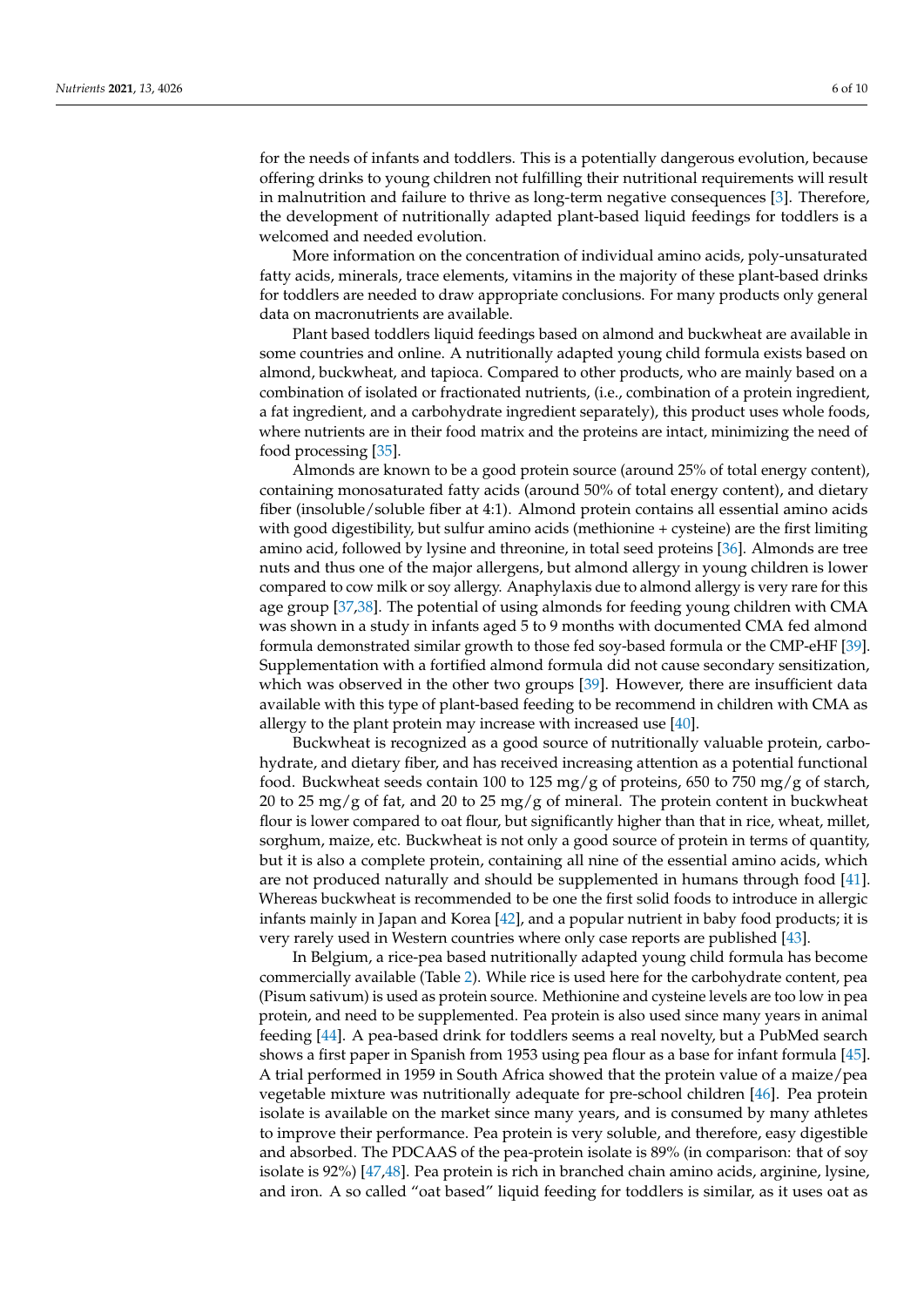for the needs of infants and toddlers. This is a potentially dangerous evolution, because offering drinks to young children not fulfilling their nutritional requirements will result in malnutrition and failure to thrive as long-term negative consequences [3]. Therefore, the development of nutritionally adapted plant-based liquid feedings for toddlers is a welcomed and needed evolution.

More information on the concentration of individual amino acids, poly-unsaturated fatty acids, minerals, trace elements, vitamins in the majority of these plant-based drinks for toddlers are needed to draw appropriate conclusions. For many products only general data on macronutrients are available.

Plant based toddlers liquid feedings based on almond and buckwheat are available in some countries and online. A nutritionally adapted young child formula exists based on almond, buckwheat, and tapioca. Compared to other products, who are mainly based on a combination of isolated or fractionated nutrients, (i.e., combination of a protein ingredient, a fat ingredient, and a carbohydrate ingredient separately), this product uses whole foods, where nutrients are in their food matrix and the proteins are intact, minimizing the need of food processing [35].

Almonds are known to be a good protein source (around 25% of total energy content), containing monosaturated fatty acids (around 50% of total energy content), and dietary fiber (insoluble/soluble fiber at 4:1). Almond protein contains all essential amino acids with good digestibility, but sulfur amino acids (methionine + cysteine) are the first limiting amino acid, followed by lysine and threonine, in total seed proteins [36]. Almonds are tree nuts and thus one of the major allergens, but almond allergy in young children is lower compared to cow milk or soy allergy. Anaphylaxis due to almond allergy is very rare for this age group [37,38]. The potential of using almonds for feeding young children with CMA was shown in a study in infants aged 5 to 9 months with documented CMA fed almond formula demonstrated similar growth to those fed soy-based formula or the CMP-eHF [39]. Supplementation with a fortified almond formula did not cause secondary sensitization, which was observed in the other two groups [39]. However, there are insufficient data available with this type of plant-based feeding to be recommend in children with CMA as allergy to the plant protein may increase with increased use [40].

Buckwheat is recognized as a good source of nutritionally valuable protein, carbohydrate, and dietary fiber, and has received increasing attention as a potential functional food. Buckwheat seeds contain 100 to 125 mg/g of proteins, 650 to 750 mg/g of starch, 20 to 25 mg/g of fat, and 20 to 25 mg/g of mineral. The protein content in buckwheat flour is lower compared to oat flour, but significantly higher than that in rice, wheat, millet, sorghum, maize, etc. Buckwheat is not only a good source of protein in terms of quantity, but it is also a complete protein, containing all nine of the essential amino acids, which are not produced naturally and should be supplemented in humans through food [41]. Whereas buckwheat is recommended to be one the first solid foods to introduce in allergic infants mainly in Japan and Korea [42], and a popular nutrient in baby food products; it is very rarely used in Western countries where only case reports are published [43].

In Belgium, a rice-pea based nutritionally adapted young child formula has become commercially available (Table 2). While rice is used here for the carbohydrate content, pea (Pisum sativum) is used as protein source. Methionine and cysteine levels are too low in pea protein, and need to be supplemented. Pea protein is also used since many years in animal feeding [44]. A pea-based drink for toddlers seems a real novelty, but a PubMed search shows a first paper in Spanish from 1953 using pea flour as a base for infant formula [45]. A trial performed in 1959 in South Africa showed that the protein value of a maize/pea vegetable mixture was nutritionally adequate for pre-school children [46]. Pea protein isolate is available on the market since many years, and is consumed by many athletes to improve their performance. Pea protein is very soluble, and therefore, easy digestible and absorbed. The PDCAAS of the pea-protein isolate is 89% (in comparison: that of soy isolate is 92%) [47,48]. Pea protein is rich in branched chain amino acids, arginine, lysine, and iron. A so called "oat based" liquid feeding for toddlers is similar, as it uses oat as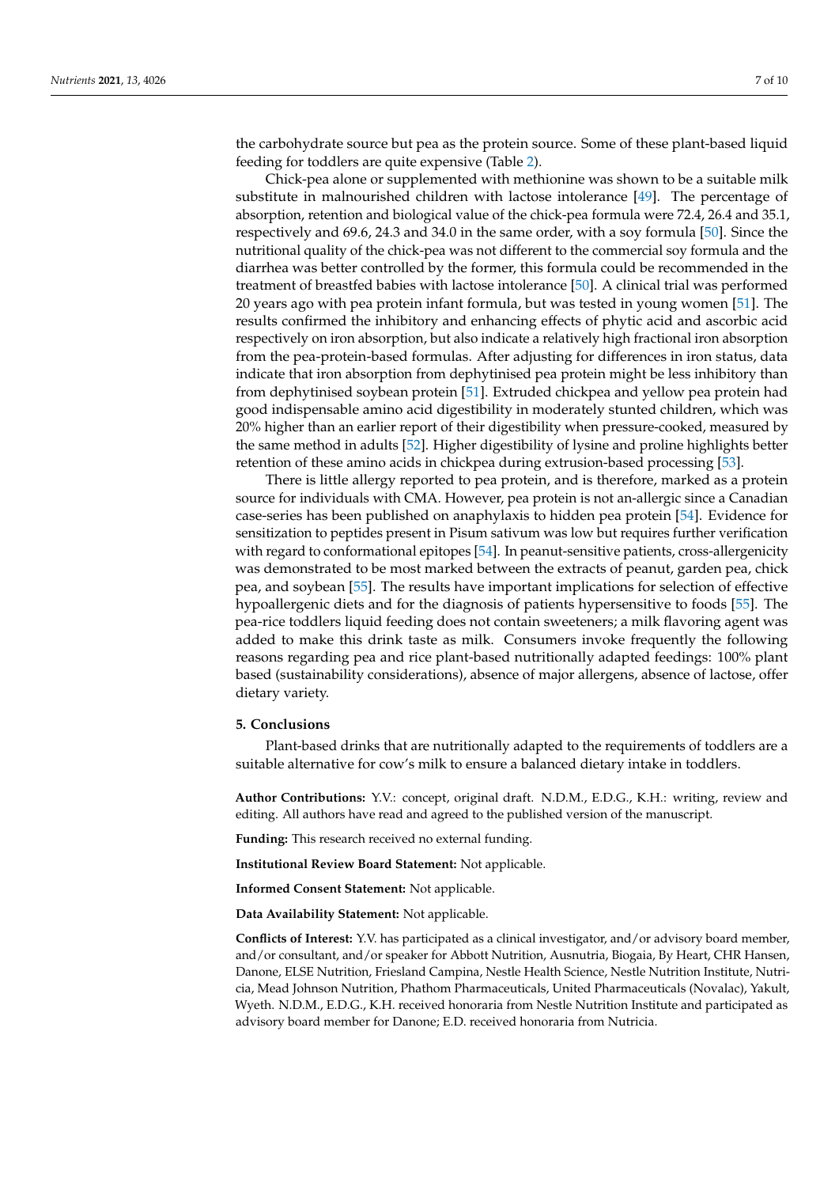the carbohydrate source but pea as the protein source. Some of these plant-based liquid feeding for toddlers are quite expensive (Table 2).

Chick-pea alone or supplemented with methionine was shown to be a suitable milk substitute in malnourished children with lactose intolerance [49]. The percentage of absorption, retention and biological value of the chick-pea formula were 72.4, 26.4 and 35.1, respectively and 69.6, 24.3 and 34.0 in the same order, with a soy formula [50]. Since the nutritional quality of the chick-pea was not different to the commercial soy formula and the diarrhea was better controlled by the former, this formula could be recommended in the treatment of breastfed babies with lactose intolerance [50]. A clinical trial was performed 20 years ago with pea protein infant formula, but was tested in young women [51]. The results confirmed the inhibitory and enhancing effects of phytic acid and ascorbic acid respectively on iron absorption, but also indicate a relatively high fractional iron absorption from the pea-protein-based formulas. After adjusting for differences in iron status, data indicate that iron absorption from dephytinised pea protein might be less inhibitory than from dephytinised soybean protein [51]. Extruded chickpea and yellow pea protein had good indispensable amino acid digestibility in moderately stunted children, which was 20% higher than an earlier report of their digestibility when pressure-cooked, measured by the same method in adults [52]. Higher digestibility of lysine and proline highlights better retention of these amino acids in chickpea during extrusion-based processing [53].

There is little allergy reported to pea protein, and is therefore, marked as a protein source for individuals with CMA. However, pea protein is not an-allergic since a Canadian case-series has been published on anaphylaxis to hidden pea protein [54]. Evidence for sensitization to peptides present in Pisum sativum was low but requires further verification with regard to conformational epitopes [54]. In peanut-sensitive patients, cross-allergenicity was demonstrated to be most marked between the extracts of peanut, garden pea, chick pea, and soybean [55]. The results have important implications for selection of effective hypoallergenic diets and for the diagnosis of patients hypersensitive to foods [55]. The pea-rice toddlers liquid feeding does not contain sweeteners; a milk flavoring agent was added to make this drink taste as milk. Consumers invoke frequently the following reasons regarding pea and rice plant-based nutritionally adapted feedings: 100% plant based (sustainability considerations), absence of major allergens, absence of lactose, offer dietary variety.

## 5. Conclusions

Plant-based drinks that are nutritionally adapted to the requirements of toddlers are a suitable alternative for cow's milk to ensure a balanced dietary intake in toddlers.

**Author Contributions:** Y.V.: concept, original draft. N.D.M., E.D.G., K.H.: writing, review and editing. All authors have read and agreed to the published version of the manuscript.

**Funding:** This research received no external funding.

**Institutional Review Board Statement:** Not applicable.

**Informed Consent Statement:** Not applicable.

**Data Availability Statement:** Not applicable.

**Conflicts of Interest:** Y.V. has participated as a clinical investigator, and/or advisory board member, and/or consultant, and/or speaker for Abbott Nutrition, Ausnutria, Biogaia, By Heart, CHR Hansen, Danone, ELSE Nutrition, Friesland Campina, Nestle Health Science, Nestle Nutrition Institute, Nutricia, Mead Johnson Nutrition, Phathom Pharmaceuticals, United Pharmaceuticals (Novalac), Yakult, Wyeth. N.D.M., E.D.G., K.H. received honoraria from Nestle Nutrition Institute and participated as advisory board member for Danone; E.D. received honoraria from Nutricia.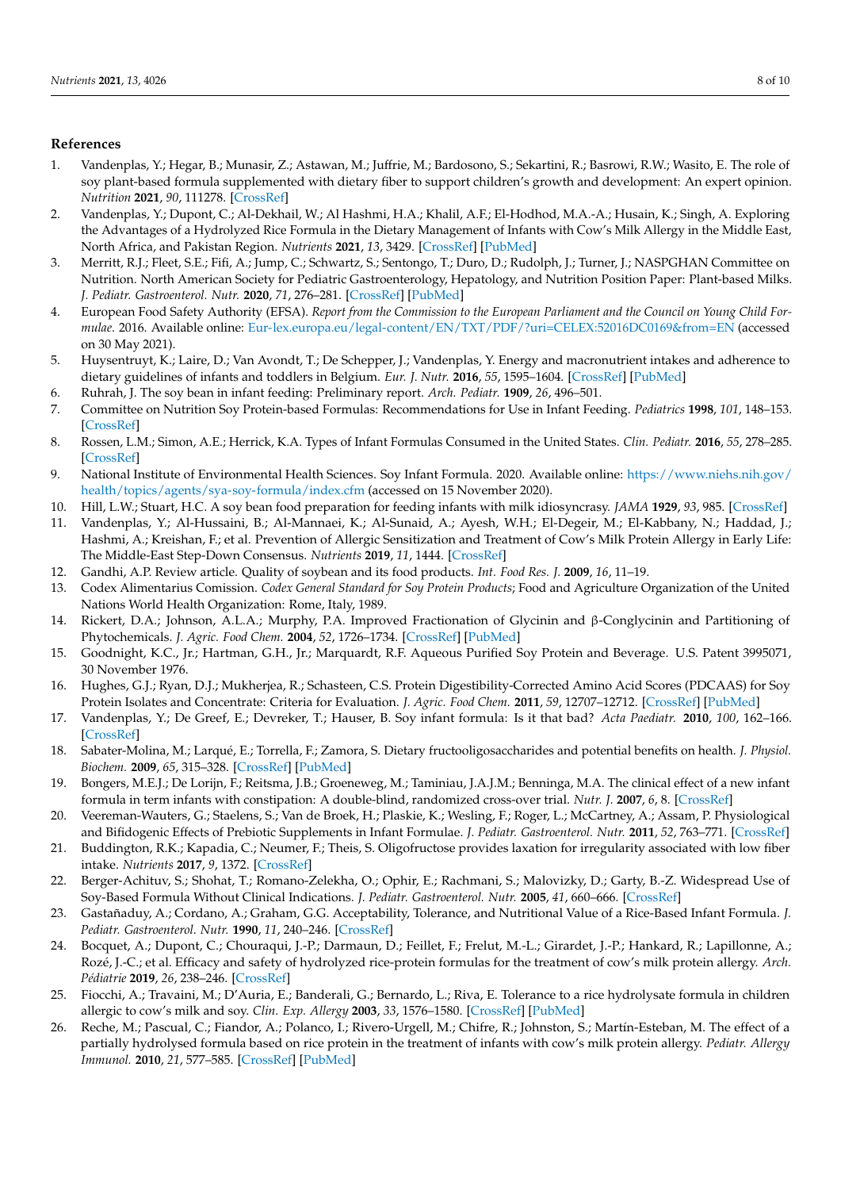## References

1. Vandenplas, Y.; Hegar, B.; Munasir, Z.; Astawan, M.; Juffrie, M.; Bardosono, S.; Sekartini, R.; Basrowi, R.W.; Wasito, E. The role of soy plant-based formula supplemented with dietary fiber to support children's growth and development: An expert opinion. *Nutrition* **2021**, *90*, 111278. [CrossRef]
2. Vandenplas, Y.; Dupont, C.; Al-Dekhail, W.; Al Hashmi, H.A.; Khalil, A.F.; El-Hodhod, M.A.-A.; Husain, K.; Singh, A. Exploring the Advantages of a Hydrolyzed Rice Formula in the Dietary Management of Infants with Cow's Milk Allergy in the Middle East, North Africa, and Pakistan Region. *Nutrients* **2021**, *13*, 3429. [CrossRef] [PubMed]
3. Merritt, R.J.; Fleet, S.E.; Fifi, A.; Jump, C.; Schwartz, S.; Sentongo, T.; Duro, D.; Rudolph, J.; Turner, J.; NASPGHAN Committee on Nutrition. North American Society for Pediatric Gastroenterology, Hepatology, and Nutrition Position Paper: Plant-based Milks. *J. Pediatr. Gastroenterol. Nutr.* **2020**, *71*, 276–281. [CrossRef] [PubMed]
4. European Food Safety Authority (EFSA). *Report from the Commission to the European Parliament and the Council on Young Child Formulae.* 2016. Available online: Eur-lex.europa.eu/legal-content/EN/TXT/PDF/?uri=CELEX:52016DC0169&from=EN (accessed on 30 May 2021).
5. Huysentruyt, K.; Laire, D.; Van Avondt, T.; De Schepper, J.; Vandenplas, Y. Energy and macronutrient intakes and adherence to dietary guidelines of infants and toddlers in Belgium. *Eur. J. Nutr.* **2016**, *55*, 1595–1604. [CrossRef] [PubMed]
6. Ruhrah, J. The soy bean in infant feeding: Preliminary report. *Arch. Pediatr.* **1909**, *26*, 496–501.
7. Committee on Nutrition Soy Protein-based Formulas: Recommendations for Use in Infant Feeding. *Pediatrics* **1998**, *101*, 148–153. [CrossRef]
8. Rossen, L.M.; Simon, A.E.; Herrick, K.A. Types of Infant Formulas Consumed in the United States. *Clin. Pediatr.* **2016**, *55*, 278–285. [CrossRef]
9. National Institute of Environmental Health Sciences. Soy Infant Formula. 2020. Available online: https://www.niehs.nih.gov/health/topics/agents/sya-soy-formula/index.cfm (accessed on 15 November 2020).
10. Hill, L.W.; Stuart, H.C. A soy bean food preparation for feeding infants with milk idiosyncrasy. *JAMA* **1929**, *93*, 985. [CrossRef]
11. Vandenplas, Y.; Al-Hussaini, B.; Al-Mannaei, K.; Al-Sunaid, A.; Ayesh, W.H.; El-Degeir, M.; El-Kabbany, N.; Haddad, J.; Hashmi, A.; Kreishan, F.; et al. Prevention of Allergic Sensitization and Treatment of Cow's Milk Protein Allergy in Early Life: The Middle-East Step-Down Consensus. *Nutrients* **2019**, *11*, 1444. [CrossRef]
12. Gandhi, A.P. Review article. Quality of soybean and its food products. *Int. Food Res. J.* **2009**, *16*, 11–19.
13. Codex Alimentarius Comission. *Codex General Standard for Soy Protein Products*; Food and Agriculture Organization of the United Nations World Health Organization: Rome, Italy, 1989.
14. Rickert, D.A.; Johnson, A.L.A.; Murphy, P.A. Improved Fractionation of Glycinin and β-Conglycinin and Partitioning of Phytochemicals. *J. Agric. Food Chem.* **2004**, *52*, 1726–1734. [CrossRef] [PubMed]
15. Goodnight, K.C., Jr.; Hartman, G.H., Jr.; Marquardt, R.F. Aqueous Purified Soy Protein and Beverage. U.S. Patent 3995071, 30 November 1976.
16. Hughes, G.J.; Ryan, D.J.; Mukherjea, R.; Schasteen, C.S. Protein Digestibility-Corrected Amino Acid Scores (PDCAAS) for Soy Protein Isolates and Concentrate: Criteria for Evaluation. *J. Agric. Food Chem.* **2011**, *59*, 12707–12712. [CrossRef] [PubMed]
17. Vandenplas, Y.; De Greef, E.; Devreker, T.; Hauser, B. Soy infant formula: Is it that bad? *Acta Paediatr.* **2010**, *100*, 162–166. [CrossRef]
18. Sabater-Molina, M.; Larqué, E.; Torrella, F.; Zamora, S. Dietary fructooligosaccharides and potential benefits on health. *J. Physiol. Biochem.* **2009**, *65*, 315–328. [CrossRef] [PubMed]
19. Bongers, M.E.J.; De Lorijn, F.; Reitsma, J.B.; Groeneweg, M.; Taminiau, J.A.J.M.; Benninga, M.A. The clinical effect of a new infant formula in term infants with constipation: A double-blind, randomized cross-over trial. *Nutr. J.* **2007**, *6*, 8. [CrossRef]
20. Veereman-Wauters, G.; Staelens, S.; Van de Broek, H.; Plaskie, K.; Wesling, F.; Roger, L.; McCartney, A.; Assam, P. Physiological and Bifidogenic Effects of Prebiotic Supplements in Infant Formulae. *J. Pediatr. Gastroenterol. Nutr.* **2011**, *52*, 763–771. [CrossRef]
21. Buddington, R.K.; Kapadia, C.; Neumer, F.; Theis, S. Oligofructose provides laxation for irregularity associated with low fiber intake. *Nutrients* **2017**, *9*, 1372. [CrossRef]
22. Berger-Achituv, S.; Shohat, T.; Romano-Zelekha, O.; Ophir, E.; Rachmani, S.; Malovizky, D.; Garty, B.-Z. Widespread Use of Soy-Based Formula Without Clinical Indications. *J. Pediatr. Gastroenterol. Nutr.* **2005**, *41*, 660–666. [CrossRef]
23. Gastañaduy, A.; Cordano, A.; Graham, G.G. Acceptability, Tolerance, and Nutritional Value of a Rice-Based Infant Formula. *J. Pediatr. Gastroenterol. Nutr.* **1990**, *11*, 240–246. [CrossRef]
24. Bocquet, A.; Dupont, C.; Chouraqui, J.-P.; Darmaun, D.; Feillet, F.; Frelut, M.-L.; Girardet, J.-P.; Hankard, R.; Lapillonne, A.; Rozé, J.-C.; et al. Efficacy and safety of hydrolyzed rice-protein formulas for the treatment of cow's milk protein allergy. *Arch. Pédiatrie* **2019**, *26*, 238–246. [CrossRef]
25. Fiocchi, A.; Travaini, M.; D'Auria, E.; Banderali, G.; Bernardo, L.; Riva, E. Tolerance to a rice hydrolysate formula in children allergic to cow's milk and soy. *Clin. Exp. Allergy* **2003**, *33*, 1576–1580. [CrossRef] [PubMed]
26. Reche, M.; Pascual, C.; Fiandor, A.; Polanco, I.; Rivero-Urgell, M.; Chifre, R.; Johnston, S.; Martín-Esteban, M. The effect of a partially hydrolysed formula based on rice protein in the treatment of infants with cow's milk protein allergy. *Pediatr. Allergy Immunol.* **2010**, *21*, 577–585. [CrossRef] [PubMed]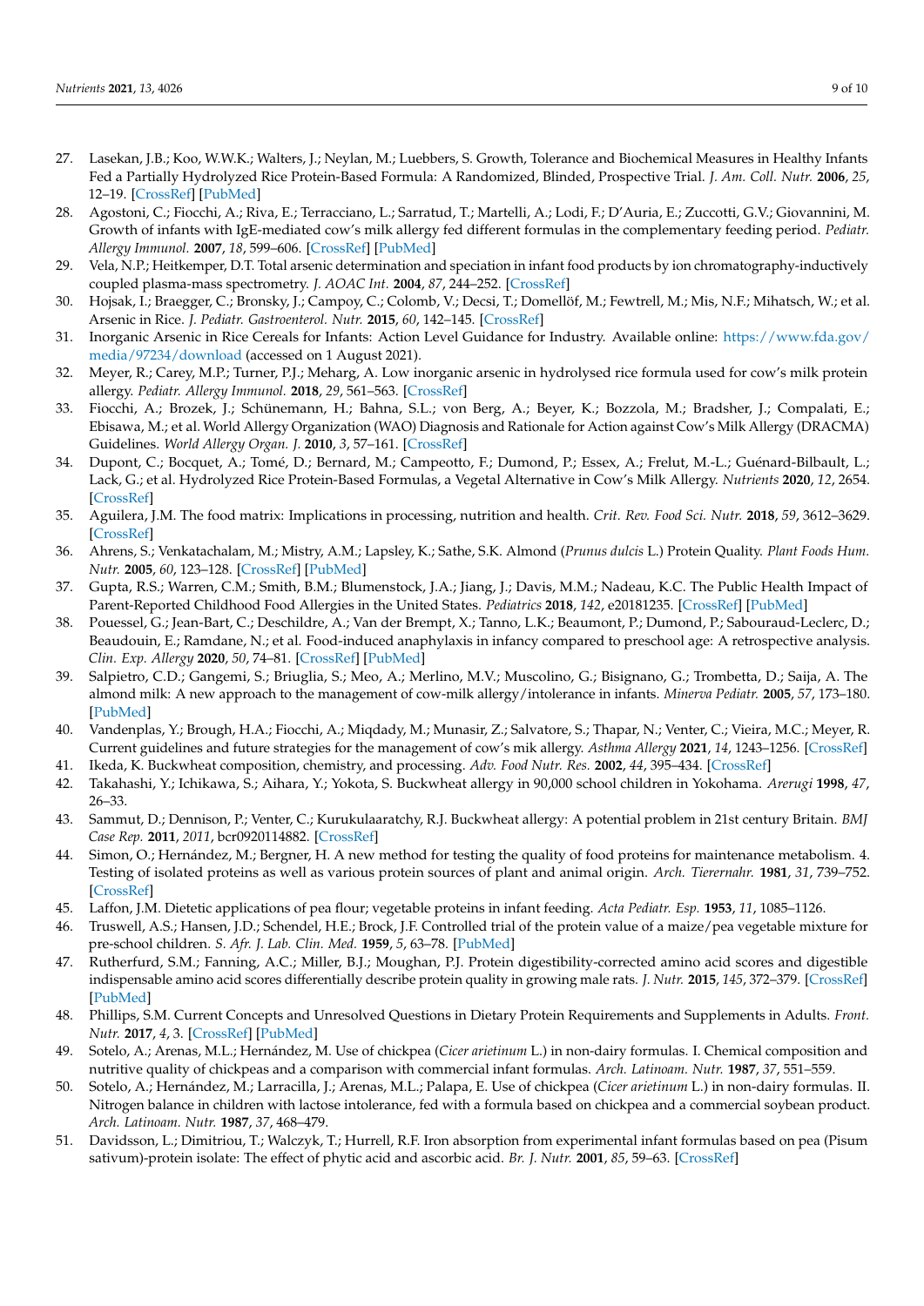27. Lasekan, J.B.; Koo, W.W.K.; Walters, J.; Neylan, M.; Luebbers, S. Growth, Tolerance and Biochemical Measures in Healthy Infants Fed a Partially Hydrolyzed Rice Protein-Based Formula: A Randomized, Blinded, Prospective Trial. *J. Am. Coll. Nutr.* **2006**, *25*, 12–19. [CrossRef] [PubMed]
28. Agostoni, C.; Fiocchi, A.; Riva, E.; Terracciano, L.; Sarratud, T.; Martelli, A.; Lodi, F.; D'Auria, E.; Zuccotti, G.V.; Giovannini, M. Growth of infants with IgE-mediated cow's milk allergy fed different formulas in the complementary feeding period. *Pediatr. Allergy Immunol.* **2007**, *18*, 599–606. [CrossRef] [PubMed]
29. Vela, N.P.; Heitkemper, D.T. Total arsenic determination and speciation in infant food products by ion chromatography-inductively coupled plasma-mass spectrometry. *J. AOAC Int.* **2004**, *87*, 244–252. [CrossRef]
30. Hojsak, I.; Braegger, C.; Bronsky, J.; Campoy, C.; Colomb, V.; Decsi, T.; Domellöf, M.; Fewtrell, M.; Mis, N.F.; Mihatsch, W.; et al. Arsenic in Rice. *J. Pediatr. Gastroenterol. Nutr.* **2015**, *60*, 142–145. [CrossRef]
31. Inorganic Arsenic in Rice Cereals for Infants: Action Level Guidance for Industry. Available online: https://www.fda.gov/media/97234/download (accessed on 1 August 2021).
32. Meyer, R.; Carey, M.P.; Turner, P.J.; Meharg, A. Low inorganic arsenic in hydrolysed rice formula used for cow's milk protein allergy. *Pediatr. Allergy Immunol.* **2018**, *29*, 561–563. [CrossRef]
33. Fiocchi, A.; Brozek, J.; Schünemann, H.; Bahna, S.L.; von Berg, A.; Beyer, K.; Bozzola, M.; Bradsher, J.; Compalati, E.; Ebisawa, M.; et al. World Allergy Organization (WAO) Diagnosis and Rationale for Action against Cow's Milk Allergy (DRACMA) Guidelines. *World Allergy Organ. J.* **2010**, *3*, 57–161. [CrossRef]
34. Dupont, C.; Bocquet, A.; Tomé, D.; Bernard, M.; Campeotto, F.; Dumond, P.; Essex, A.; Frelut, M.-L.; Guénard-Bilbault, L.; Lack, G.; et al. Hydrolyzed Rice Protein-Based Formulas, a Vegetal Alternative in Cow's Milk Allergy. *Nutrients* **2020**, *12*, 2654. [CrossRef]
35. Aguilera, J.M. The food matrix: Implications in processing, nutrition and health. *Crit. Rev. Food Sci. Nutr.* **2018**, *59*, 3612–3629. [CrossRef]
36. Ahrens, S.; Venkatachalam, M.; Mistry, A.M.; Lapsley, K.; Sathe, S.K. Almond (*Prunus dulcis* L.) Protein Quality. *Plant Foods Hum. Nutr.* **2005**, *60*, 123–128. [CrossRef] [PubMed]
37. Gupta, R.S.; Warren, C.M.; Smith, B.M.; Blumenstock, J.A.; Jiang, J.; Davis, M.M.; Nadeau, K.C. The Public Health Impact of Parent-Reported Childhood Food Allergies in the United States. *Pediatrics* **2018**, *142*, e20181235. [CrossRef] [PubMed]
38. Pouessel, G.; Jean-Bart, C.; Deschildre, A.; Van der Brempt, X.; Tanno, L.K.; Beaumont, P.; Dumond, P.; Sabouraud-Leclerc, D.; Beaudouin, E.; Ramdane, N.; et al. Food-induced anaphylaxis in infancy compared to preschool age: A retrospective analysis. *Clin. Exp. Allergy* **2020**, *50*, 74–81. [CrossRef] [PubMed]
39. Salpietro, C.D.; Gangemi, S.; Briuglia, S.; Meo, A.; Merlino, M.V.; Muscolino, G.; Bisignano, G.; Trombetta, D.; Saija, A. The almond milk: A new approach to the management of cow-milk allergy/intolerance in infants. *Minerva Pediatr.* **2005**, *57*, 173–180. [PubMed]
40. Vandenplas, Y.; Brough, H.A.; Fiocchi, A.; Miqdady, M.; Munasir, Z.; Salvatore, S.; Thapar, N.; Venter, C.; Vieira, M.C.; Meyer, R. Current guidelines and future strategies for the management of cow's mik allergy. *Asthma Allergy* **2021**, *14*, 1243–1256. [CrossRef]
41. Ikeda, K. Buckwheat composition, chemistry, and processing. *Adv. Food Nutr. Res.* **2002**, *44*, 395–434. [CrossRef]
42. Takahashi, Y.; Ichikawa, S.; Aihara, Y.; Yokota, S. Buckwheat allergy in 90,000 school children in Yokohama. *Arerugi* **1998**, *47*, 26–33.
43. Sammut, D.; Dennison, P.; Venter, C.; Kurukulaaratchy, R.J. Buckwheat allergy: A potential problem in 21st century Britain. *BMJ Case Rep.* **2011**, *2011*, bcr0920114882. [CrossRef]
44. Simon, O.; Hernández, M.; Bergner, H. A new method for testing the quality of food proteins for maintenance metabolism. 4. Testing of isolated proteins as well as various protein sources of plant and animal origin. *Arch. Tierernahr.* **1981**, *31*, 739–752. [CrossRef]
45. Laffon, J.M. Dietetic applications of pea flour; vegetable proteins in infant feeding. *Acta Pediatr. Esp.* **1953**, *11*, 1085–1126.
46. Truswell, A.S.; Hansen, J.D.; Schendel, H.E.; Brock, J.F. Controlled trial of the protein value of a maize/pea vegetable mixture for pre-school children. *S. Afr. J. Lab. Clin. Med.* **1959**, *5*, 63–78. [PubMed]
47. Rutherfurd, S.M.; Fanning, A.C.; Miller, B.J.; Moughan, P.J. Protein digestibility-corrected amino acid scores and digestible indispensable amino acid scores differentially describe protein quality in growing male rats. *J. Nutr.* **2015**, *145*, 372–379. [CrossRef] [PubMed]
48. Phillips, S.M. Current Concepts and Unresolved Questions in Dietary Protein Requirements and Supplements in Adults. *Front. Nutr.* **2017**, *4*, 3. [CrossRef] [PubMed]
49. Sotelo, A.; Arenas, M.L.; Hernández, M. Use of chickpea (*Cicer arietinum* L.) in non-dairy formulas. I. Chemical composition and nutritive quality of chickpeas and a comparison with commercial infant formulas. *Arch. Latinoam. Nutr.* **1987**, *37*, 551–559.
50. Sotelo, A.; Hernández, M.; Larracilla, J.; Arenas, M.L.; Palapa, E. Use of chickpea (*Cicer arietinum* L.) in non-dairy formulas. II. Nitrogen balance in children with lactose intolerance, fed with a formula based on chickpea and a commercial soybean product. *Arch. Latinoam. Nutr.* **1987**, *37*, 468–479.
51. Davidsson, L.; Dimitriou, T.; Walczyk, T.; Hurrell, R.F. Iron absorption from experimental infant formulas based on pea (Pisum sativum)-protein isolate: The effect of phytic acid and ascorbic acid. *Br. J. Nutr.* **2001**, *85*, 59–63. [CrossRef]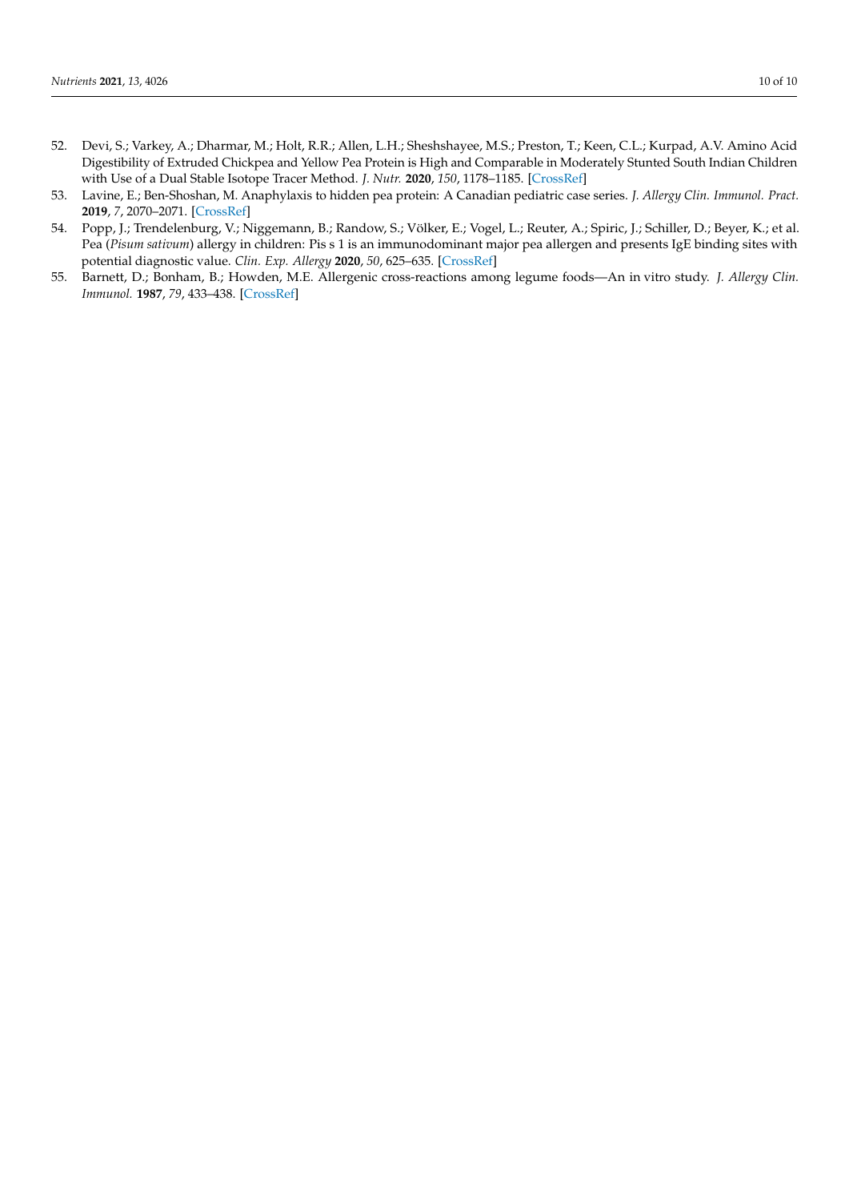52. Devi, S.; Varkey, A.; Dharmar, M.; Holt, R.R.; Allen, L.H.; Sheshshayee, M.S.; Preston, T.; Keen, C.L.; Kurpad, A.V. Amino Acid Digestibility of Extruded Chickpea and Yellow Pea Protein is High and Comparable in Moderately Stunted South Indian Children with Use of a Dual Stable Isotope Tracer Method. *J. Nutr.* **2020**, *150*, 1178–1185. [CrossRef]
53. Lavine, E.; Ben-Shoshan, M. Anaphylaxis to hidden pea protein: A Canadian pediatric case series. *J. Allergy Clin. Immunol. Pract.* **2019**, *7*, 2070–2071. [CrossRef]
54. Popp, J.; Trendelenburg, V.; Niggemann, B.; Randow, S.; Völker, E.; Vogel, L.; Reuter, A.; Spiric, J.; Schiller, D.; Beyer, K.; et al. Pea (*Pisum sativum*) allergy in children: Pis s 1 is an immunodominant major pea allergen and presents IgE binding sites with potential diagnostic value. *Clin. Exp. Allergy* **2020**, *50*, 625–635. [CrossRef]
55. Barnett, D.; Bonham, B.; Howden, M.E. Allergenic cross-reactions among legume foods—An in vitro study. *J. Allergy Clin. Immunol.* **1987**, *79*, 433–438. [CrossRef]